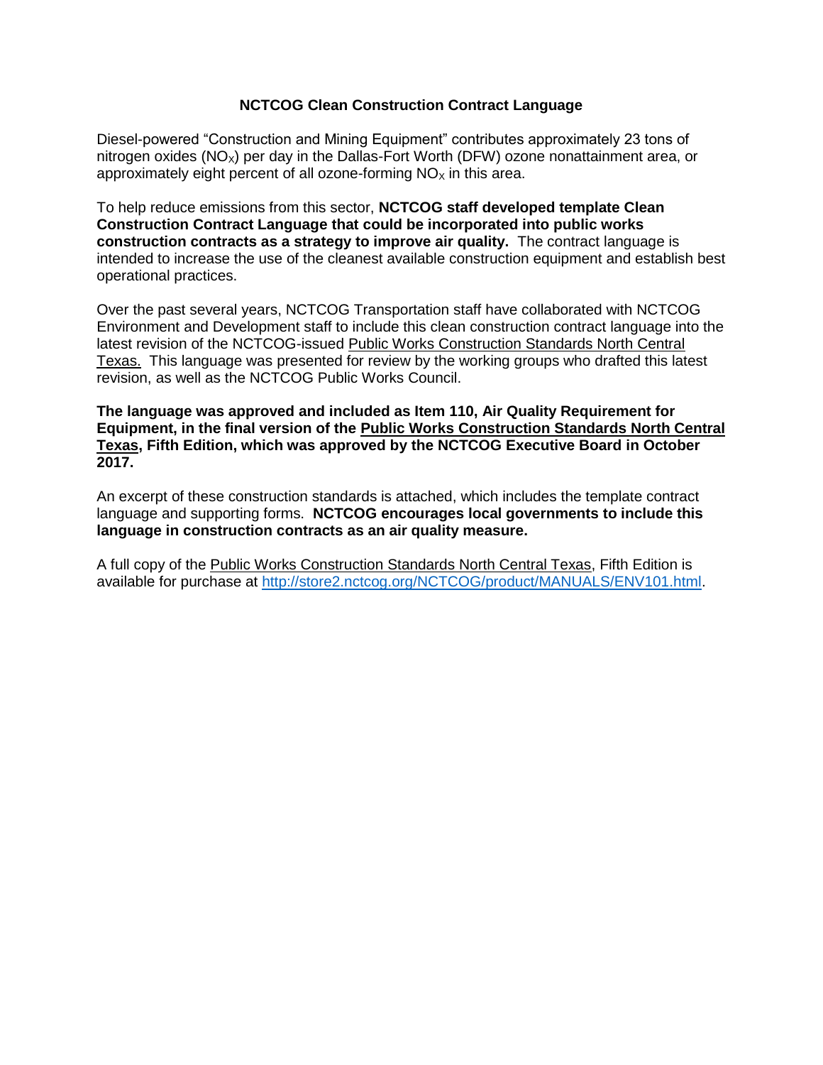# NCTCOG Clean Construction Contract Language

Diesel-powered "Construction and Mining Equipment" contributes approximately 23 tons of nitrogen oxides ($NO_X$) per day in the Dallas-Fort Worth (DFW) ozone nonattainment area, or approximately eight percent of all ozone-forming $NO_X$ in this area.

To help reduce emissions from this sector, **NCTCOG staff developed template Clean Construction Contract Language that could be incorporated into public works construction contracts as a strategy to improve air quality.** The contract language is intended to increase the use of the cleanest available construction equipment and establish best operational practices.

Over the past several years, NCTCOG Transportation staff have collaborated with NCTCOG Environment and Development staff to include this clean construction contract language into the latest revision of the NCTCOG-issued Public Works Construction Standards North Central Texas. This language was presented for review by the working groups who drafted this latest revision, as well as the NCTCOG Public Works Council.

**The language was approved and included as Item 110, Air Quality Requirement for Equipment, in the final version of the Public Works Construction Standards North Central Texas, Fifth Edition, which was approved by the NCTCOG Executive Board in October 2017.**

An excerpt of these construction standards is attached, which includes the template contract language and supporting forms. **NCTCOG encourages local governments to include this language in construction contracts as an air quality measure.**

A full copy of the Public Works Construction Standards North Central Texas, Fifth Edition is available for purchase at http://store2.nctcog.org/NCTCOG/product/MANUALS/ENV101.html.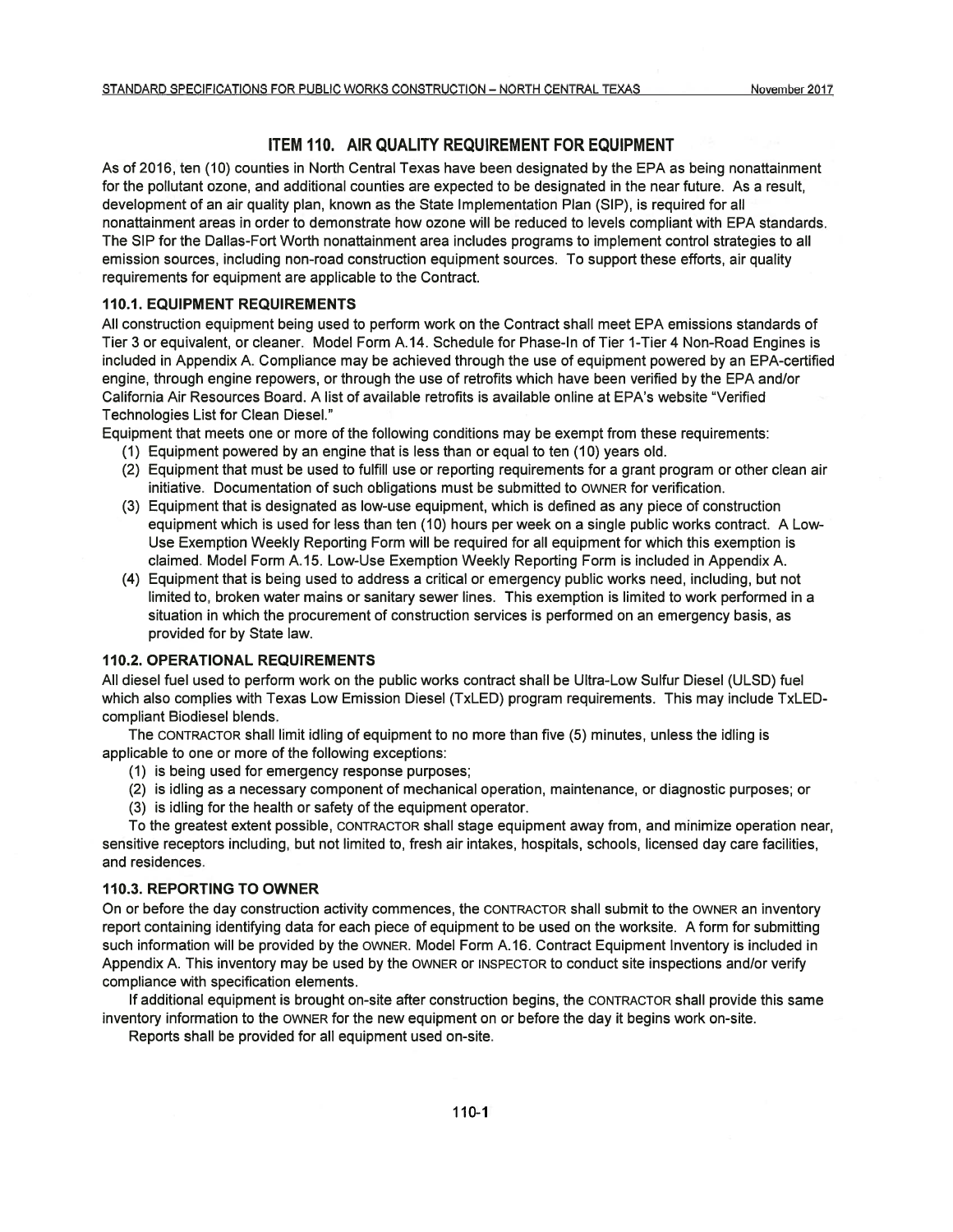# ITEM 110. AIR QUALITY REQUIREMENT FOR EQUIPMENT

As of 2016, ten (10) counties in North Central Texas have been designated by the EPA as being nonattainment for the pollutant ozone, and additional counties are expected to be designated in the near future. As a result, development of an air quality plan, known as the State Implementation Plan (SIP), is required for all nonattainment areas in order to demonstrate how ozone will be reduced to levels compliant with EPA standards. The SIP for the Dallas-Fort Worth nonattainment area includes programs to implement control strategies to all emission sources, including non-road construction equipment sources. To support these efforts, air quality requirements for equipment are applicable to the Contract.

## 110.1. EQUIPMENT REQUIREMENTS

All construction equipment being used to perform work on the Contract shall meet EPA emissions standards of Tier 3 or equivalent, or cleaner. Model Form A.14. Schedule for Phase-In of Tier 1-Tier 4 Non-Road Engines is included in Appendix A. Compliance may be achieved through the use of equipment powered by an EPA-certified engine, through engine repowers, or through the use of retrofits which have been verified by the EPA and/or California Air Resources Board. A list of available retrofits is available online at EPA's website "Verified Technologies List for Clean Diesel."

Equipment that meets one or more of the following conditions may be exempt from these requirements:

(1) Equipment powered by an engine that is less than or equal to ten (10) years old.

(2) Equipment that must be used to fulfill use or reporting requirements for a grant program or other clean air initiative. Documentation of such obligations must be submitted to OWNER for verification.

(3) Equipment that is designated as low-use equipment, which is defined as any piece of construction equipment which is used for less than ten (10) hours per week on a single public works contract. A Low-Use Exemption Weekly Reporting Form will be required for all equipment for which this exemption is claimed. Model Form A.15. Low-Use Exemption Weekly Reporting Form is included in Appendix A.

(4) Equipment that is being used to address a critical or emergency public works need, including, but not limited to, broken water mains or sanitary sewer lines. This exemption is limited to work performed in a situation in which the procurement of construction services is performed on an emergency basis, as provided for by State law.

## 110.2. OPERATIONAL REQUIREMENTS

All diesel fuel used to perform work on the public works contract shall be Ultra-Low Sulfur Diesel (ULSD) fuel which also complies with Texas Low Emission Diesel (TxLED) program requirements. This may include TxLED-compliant Biodiesel blends.

The CONTRACTOR shall limit idling of equipment to no more than five (5) minutes, unless the idling is applicable to one or more of the following exceptions:

(1) is being used for emergency response purposes;

(2) is idling as a necessary component of mechanical operation, maintenance, or diagnostic purposes; or

(3) is idling for the health or safety of the equipment operator.

To the greatest extent possible, CONTRACTOR shall stage equipment away from, and minimize operation near, sensitive receptors including, but not limited to, fresh air intakes, hospitals, schools, licensed day care facilities, and residences.

## 110.3. REPORTING TO OWNER

On or before the day construction activity commences, the CONTRACTOR shall submit to the OWNER an inventory report containing identifying data for each piece of equipment to be used on the worksite. A form for submitting such information will be provided by the OWNER. Model Form A.16. Contract Equipment Inventory is included in Appendix A. This inventory may be used by the OWNER or INSPECTOR to conduct site inspections and/or verify compliance with specification elements.

If additional equipment is brought on-site after construction begins, the CONTRACTOR shall provide this same inventory information to the OWNER for the new equipment on or before the day it begins work on-site.

Reports shall be provided for all equipment used on-site.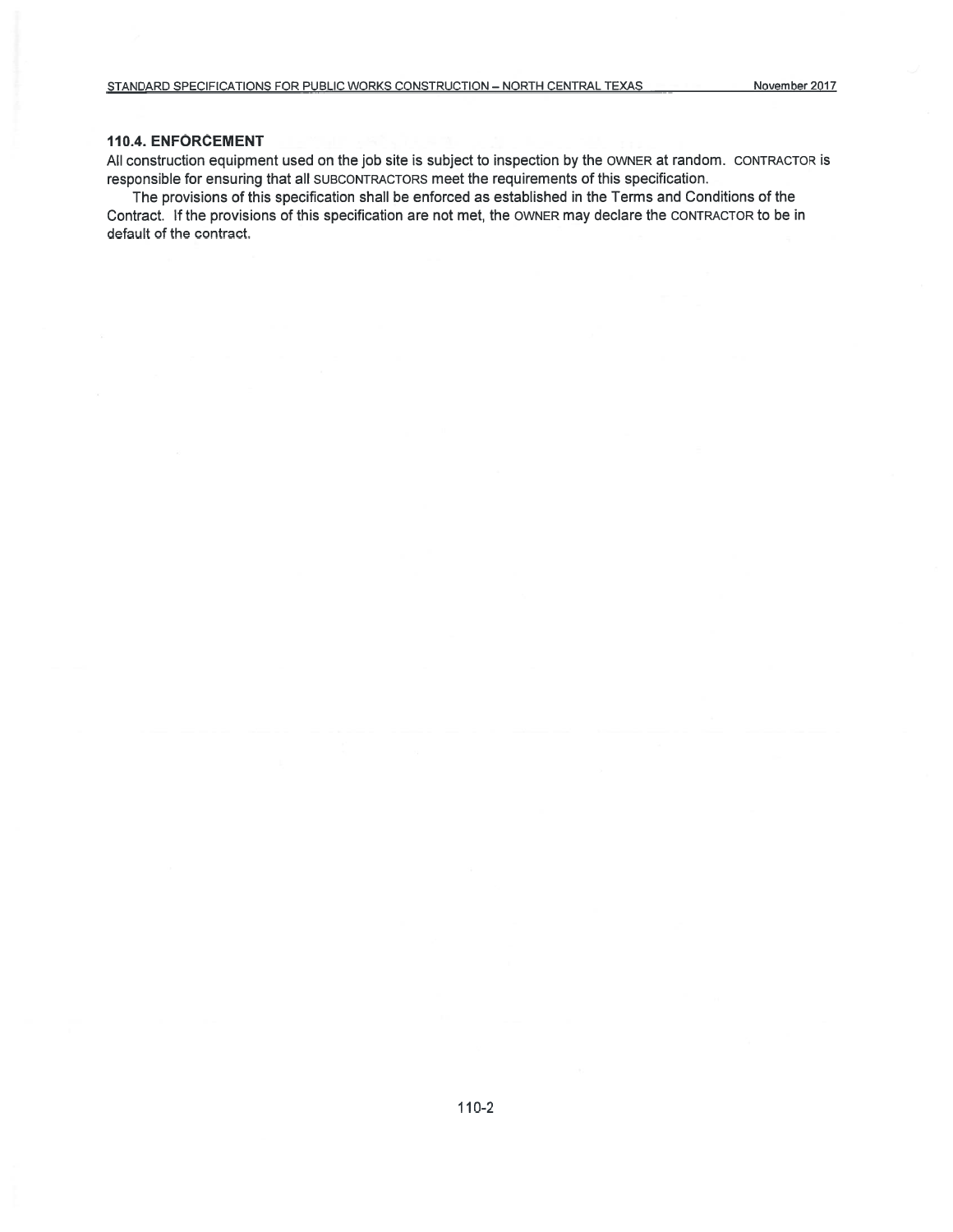### 110.4. ENFORCEMENT

All construction equipment used on the job site is subject to inspection by the OWNER at random. CONTRACTOR is responsible for ensuring that all SUBCONTRACTORS meet the requirements of this specification.

The provisions of this specification shall be enforced as established in the Terms and Conditions of the Contract. If the provisions of this specification are not met, the OWNER may declare the CONTRACTOR to be in default of the contract.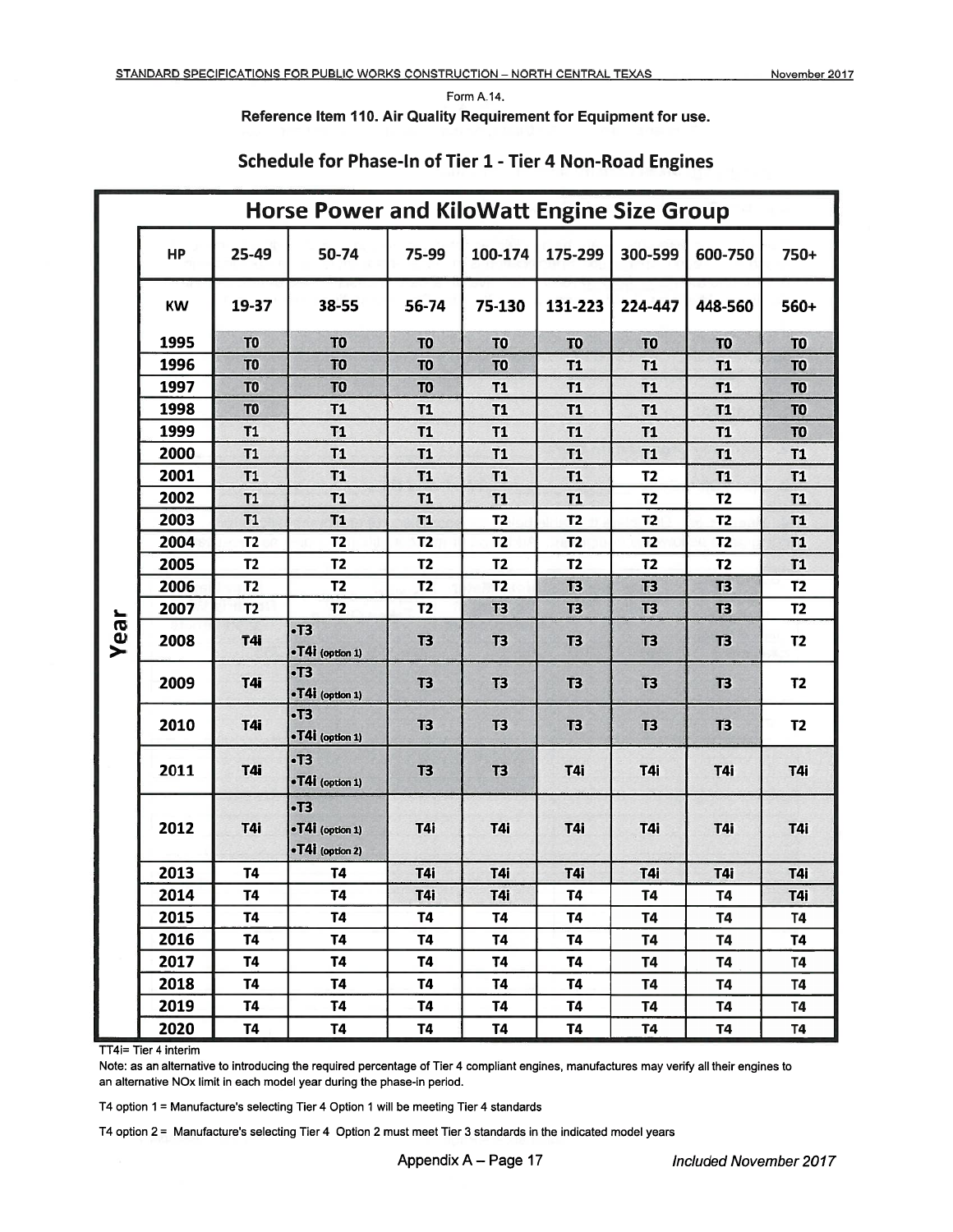Form A.14.

**Reference Item 110. Air Quality Requirement for Equipment for use.**

## Schedule for Phase-In of Tier 1 - Tier 4 Non-Road Engines

| | Horse Power and KiloWatt Engine Size Group | | | | | | | |
|---|---|---|---|---|---|---|---|---|
| **HP** | 25-49 | 50-74 | 75-99 | 100-174 | 175-299 | 300-599 | 600-750 | 750+ |
| **KW** | 19-37 | 38-55 | 56-74 | 75-130 | 131-223 | 224-447 | 448-560 | 560+ |
| **Year** | | | | | | | | |
| 1995 | T0 | T0 | T0 | T0 | T0 | T0 | T0 | T0 |
| 1996 | T0 | T0 | T0 | T0 | T1 | T1 | T1 | T0 |
| 1997 | T0 | T0 | T0 | T1 | T1 | T1 | T1 | T0 |
| 1998 | T0 | T1 | T1 | T1 | T1 | T1 | T1 | T0 |
| 1999 | T1 | T1 | T1 | T1 | T1 | T1 | T1 | T0 |
| 2000 | T1 | T1 | T1 | T1 | T1 | T1 | T1 | T1 |
| 2001 | T1 | T1 | T1 | T1 | T1 | T2 | T1 | T1 |
| 2002 | T1 | T1 | T1 | T1 | T1 | T2 | T2 | T1 |
| 2003 | T1 | T1 | T1 | T2 | T2 | T2 | T2 | T1 |
| 2004 | T2 | T2 | T2 | T2 | T2 | T2 | T2 | T1 |
| 2005 | T2 | T2 | T2 | T2 | T2 | T2 | T2 | T1 |
| 2006 | T2 | T2 | T2 | T2 | T3 | T3 | T3 | T2 |
| 2007 | T2 | T2 | T2 | T3 | T3 | T3 | T3 | T2 |
| 2008 | T4i | •T3 •T4i (option 1) | T3 | T3 | T3 | T3 | T3 | T2 |
| 2009 | T4i | •T3 •T4i (option 1) | T3 | T3 | T3 | T3 | T3 | T2 |
| 2010 | T4i | •T3 •T4i (option 1) | T3 | T3 | T3 | T3 | T3 | T2 |
| 2011 | T4i | •T3 •T4i (option 1) | T3 | T3 | T4i | T4i | T4i | T4i |
| 2012 | T4i | •T3 •T4i (option 1) •T4i (option 2) | T4i | T4i | T4i | T4i | T4i | T4i |
| 2013 | T4 | T4 | T4i | T4i | T4i | T4i | T4i | T4i |
| 2014 | T4 | T4 | T4i | T4i | T4 | T4 | T4 | T4i |
| 2015 | T4 | T4 | T4 | T4 | T4 | T4 | T4 | T4 |
| 2016 | T4 | T4 | T4 | T4 | T4 | T4 | T4 | T4 |
| 2017 | T4 | T4 | T4 | T4 | T4 | T4 | T4 | T4 |
| 2018 | T4 | T4 | T4 | T4 | T4 | T4 | T4 | T4 |
| 2019 | T4 | T4 | T4 | T4 | T4 | T4 | T4 | T4 |
| 2020 | T4 | T4 | T4 | T4 | T4 | T4 | T4 | T4 |

TT4i= Tier 4 interim

Note: as an alternative to introducing the required percentage of Tier 4 compliant engines, manufactures may verify all their engines to an alternative NOx limit in each model year during the phase-in period.

T4 option 1 = Manufacture's selecting Tier 4 Option 1 will be meeting Tier 4 standards

T4 option 2 = Manufacture's selecting Tier 4 Option 2 must meet Tier 3 standards in the indicated model years

Appendix A – Page 17 *Included November 2017*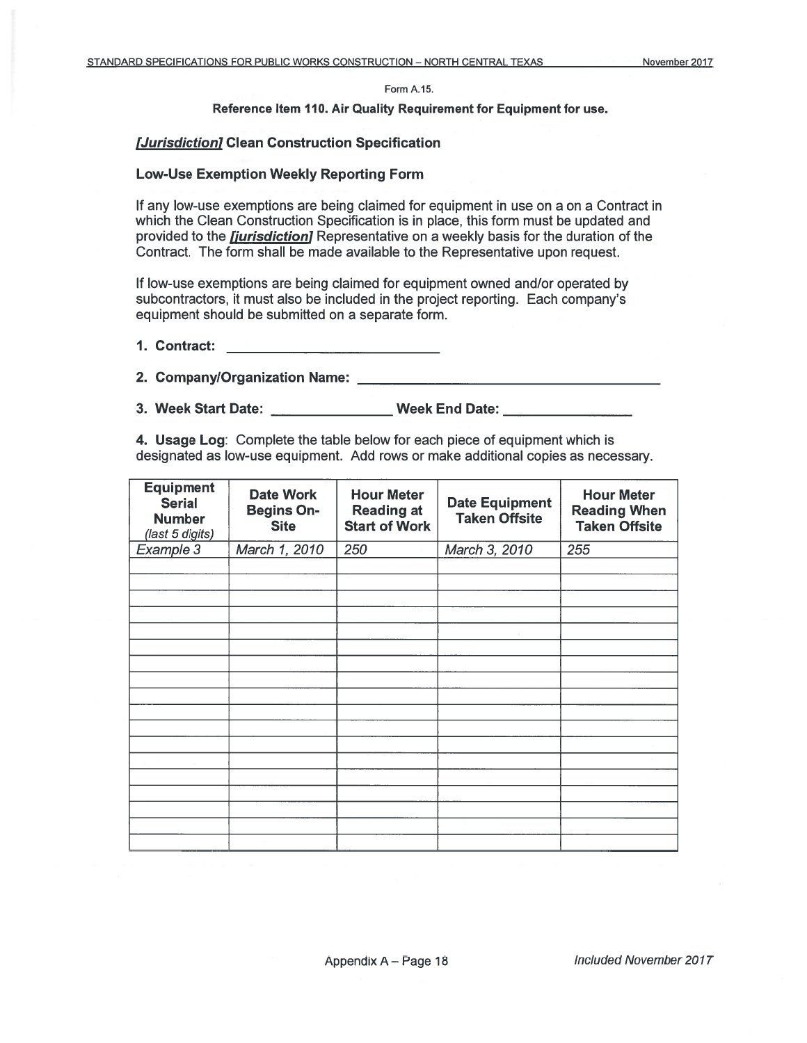Form A.15.

**Reference Item 110. Air Quality Requirement for Equipment for use.**

## ***[Jurisdiction]*** **Clean Construction Specification**

### Low-Use Exemption Weekly Reporting Form

If any low-use exemptions are being claimed for equipment in use on a on a Contract in which the Clean Construction Specification is in place, this form must be updated and provided to the ***[jurisdiction]*** Representative on a weekly basis for the duration of the Contract. The form shall be made available to the Representative upon request.

If low-use exemptions are being claimed for equipment owned and/or operated by subcontractors, it must also be included in the project reporting. Each company's equipment should be submitted on a separate form.

**1. Contract:** ____________________________

**2. Company/Organization Name:** ________________________________________

**3. Week Start Date:** _______________ **Week End Date:** ________________

**4. Usage Log**: Complete the table below for each piece of equipment which is designated as low-use equipment. Add rows or make additional copies as necessary.

| **Equipment Serial Number** *(last 5 digits)* | **Date Work Begins On-Site** | **Hour Meter Reading at Start of Work** | **Date Equipment Taken Offsite** | **Hour Meter Reading When Taken Offsite** |
|---|---|---|---|---|
| *Example 3* | *March 1, 2010* | *250* | *March 3, 2010* | *255* |
| | | | | |
| | | | | |
| | | | | |
| | | | | |
| | | | | |
| | | | | |
| | | | | |
| | | | | |
| | | | | |
| | | | | |
| | | | | |
| | | | | |
| | | | | |
| | | | | |
| | | | | |
| | | | | |
| | | | | |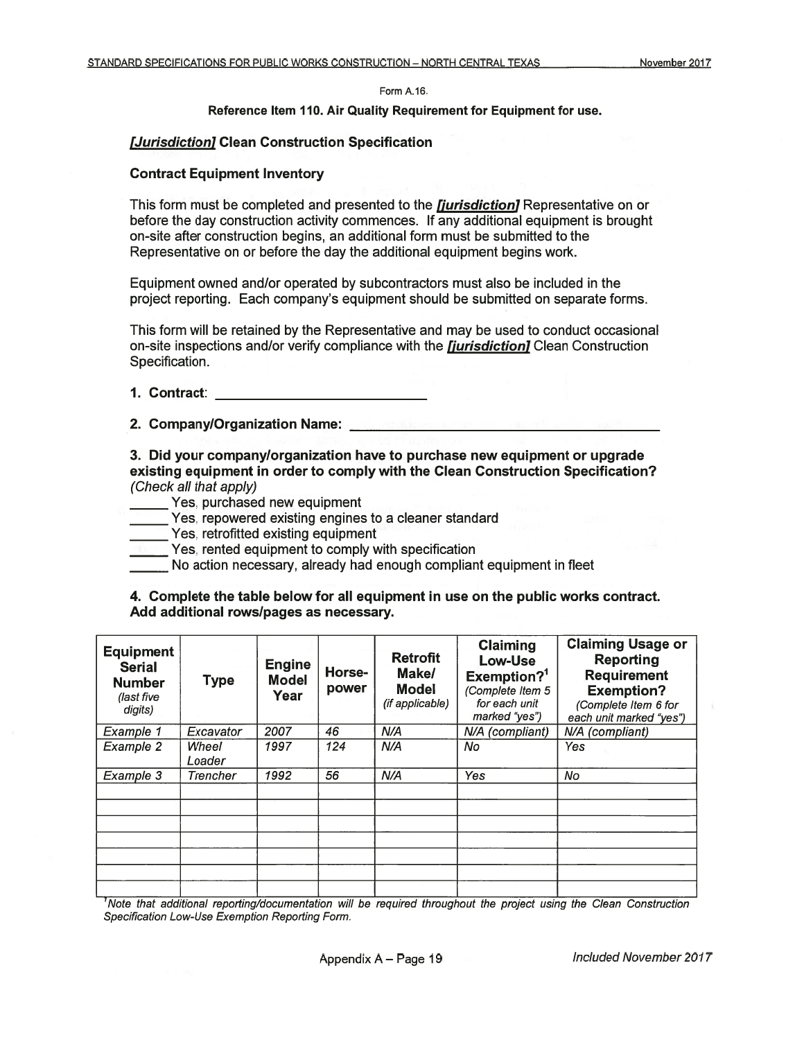Form A.16.

**Reference Item 110. Air Quality Requirement for Equipment for use.**

## ***[Jurisdiction]*** **Clean Construction Specification**

### Contract Equipment Inventory

This form must be completed and presented to the ***[jurisdiction]*** Representative on or before the day construction activity commences. If any additional equipment is brought on-site after construction begins, an additional form must be submitted to the Representative on or before the day the additional equipment begins work.

Equipment owned and/or operated by subcontractors must also be included in the project reporting. Each company's equipment should be submitted on separate forms.

This form will be retained by the Representative and may be used to conduct occasional on-site inspections and/or verify compliance with the ***[jurisdiction]*** Clean Construction Specification.

**1. Contract:** ____________________________

**2. Company/Organization Name:** ________________________________________

**3. Did your company/organization have to purchase new equipment or upgrade existing equipment in order to comply with the Clean Construction Specification?**
*(Check all that apply)*

_____ Yes, purchased new equipment
_____ Yes, repowered existing engines to a cleaner standard
_____ Yes, retrofitted existing equipment
_____ Yes, rented equipment to comply with specification
_____ No action necessary, already had enough compliant equipment in fleet

**4. Complete the table below for all equipment in use on the public works contract. Add additional rows/pages as necessary.**

| **Equipment Serial Number** *(last five digits)* | **Type** | **Engine Model Year** | **Horse-power** | **Retrofit Make/ Model** *(if applicable)* | **Claiming Low-Use Exemption?**[1] *(Complete Item 5 for each unit marked "yes")* | **Claiming Usage or Reporting Requirement Exemption?** *(Complete Item 6 for each unit marked "yes")* |
|---|---|---|---|---|---|---|
| *Example 1* | *Excavator* | *2007* | *46* | *N/A* | *N/A (compliant)* | *N/A (compliant)* |
| *Example 2* | *Wheel Loader* | *1997* | *124* | *N/A* | *No* | *Yes* |
| *Example 3* | *Trencher* | *1992* | *56* | *N/A* | *Yes* | *No* |
| | | | | | | |
| | | | | | | |
| | | | | | | |
| | | | | | | |
| | | | | | | |
| | | | | | | |
| | | | | | | |

*[1]Note that additional reporting/documentation will be required throughout the project using the Clean Construction Specification Low-Use Exemption Reporting Form.*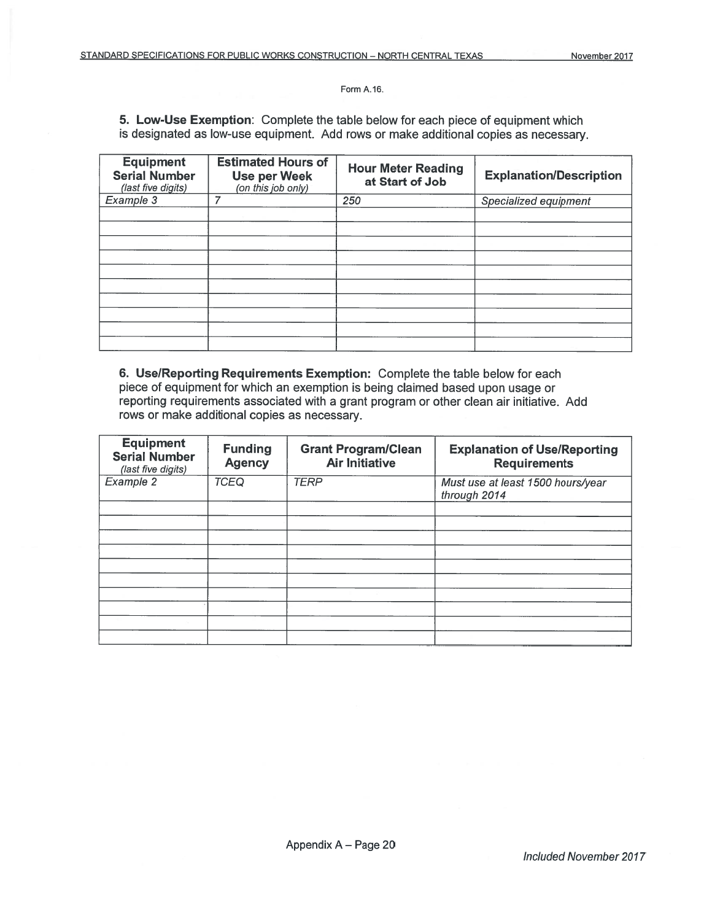Form A.16.

**5. Low-Use Exemption**: Complete the table below for each piece of equipment which is designated as low-use equipment. Add rows or make additional copies as necessary.

| **Equipment Serial Number** *(last five digits)* | **Estimated Hours of Use per Week** *(on this job only)* | **Hour Meter Reading at Start of Job** | **Explanation/Description** |
|---|---|---|---|
| *Example 3* | *7* | *250* | *Specialized equipment* |
| | | | |
| | | | |
| | | | |
| | | | |
| | | | |
| | | | |
| | | | |
| | | | |
| | | | |
| | | | |

**6. Use/Reporting Requirements Exemption:** Complete the table below for each piece of equipment for which an exemption is being claimed based upon usage or reporting requirements associated with a grant program or other clean air initiative. Add rows or make additional copies as necessary.

| **Equipment Serial Number** *(last five digits)* | **Funding Agency** | **Grant Program/Clean Air Initiative** | **Explanation of Use/Reporting Requirements** |
|---|---|---|---|
| *Example 2* | *TCEQ* | *TERP* | *Must use at least 1500 hours/year through 2014* |
| | | | |
| | | | |
| | | | |
| | | | |
| | | | |
| | | | |
| | | | |
| | | | |
| | | | |
| | | | |

*Included November 2017*